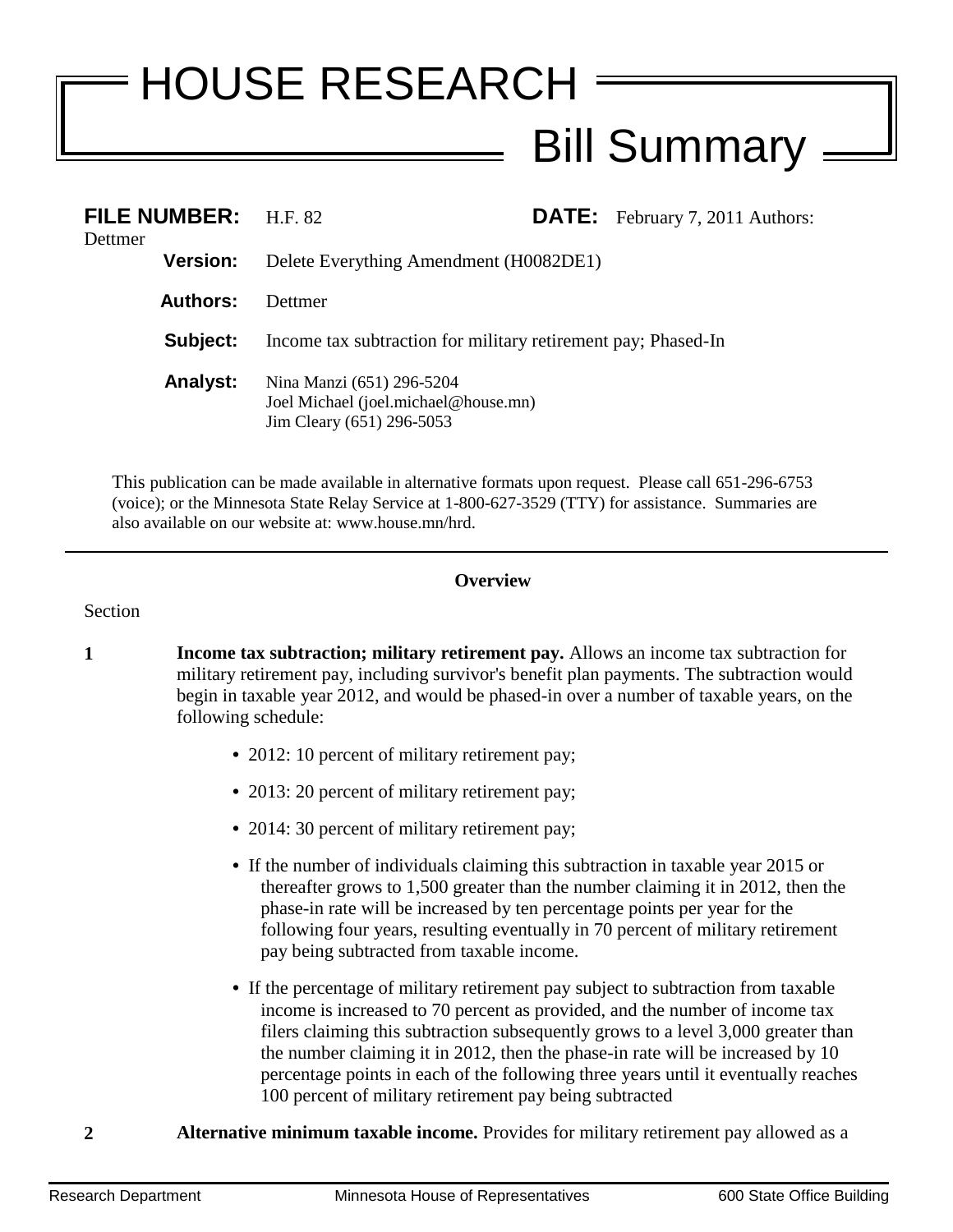# HOUSE RESEARCH

## Bill Summary

**FILE NUMBER:** H.F. 82 **DATE:** February 7, 2011 Authors: Dettmer

**Version:** Delete Everything Amendment (H0082DE1)

**Authors:** Dettmer

**Subject:** Income tax subtraction for military retirement pay; Phased-In

**Analyst:** Nina Manzi (651) 296-5204
Joel Michael (joel.michael@house.mn)
Jim Cleary (651) 296-5053

This publication can be made available in alternative formats upon request. Please call 651-296-6753 (voice); or the Minnesota State Relay Service at 1-800-627-3529 (TTY) for assistance. Summaries are also available on our website at: www.house.mn/hrd.

---

**Overview**

Section

**1** **Income tax subtraction; military retirement pay.** Allows an income tax subtraction for military retirement pay, including survivor's benefit plan payments. The subtraction would begin in taxable year 2012, and would be phased-in over a number of taxable years, on the following schedule:

- 2012: 10 percent of military retirement pay;
- 2013: 20 percent of military retirement pay;
- 2014: 30 percent of military retirement pay;
- If the number of individuals claiming this subtraction in taxable year 2015 or thereafter grows to 1,500 greater than the number claiming it in 2012, then the phase-in rate will be increased by ten percentage points per year for the following four years, resulting eventually in 70 percent of military retirement pay being subtracted from taxable income.
- If the percentage of military retirement pay subject to subtraction from taxable income is increased to 70 percent as provided, and the number of income tax filers claiming this subtraction subsequently grows to a level 3,000 greater than the number claiming it in 2012, then the phase-in rate will be increased by 10 percentage points in each of the following three years until it eventually reaches 100 percent of military retirement pay being subtracted

**2** **Alternative minimum taxable income.** Provides for military retirement pay allowed as a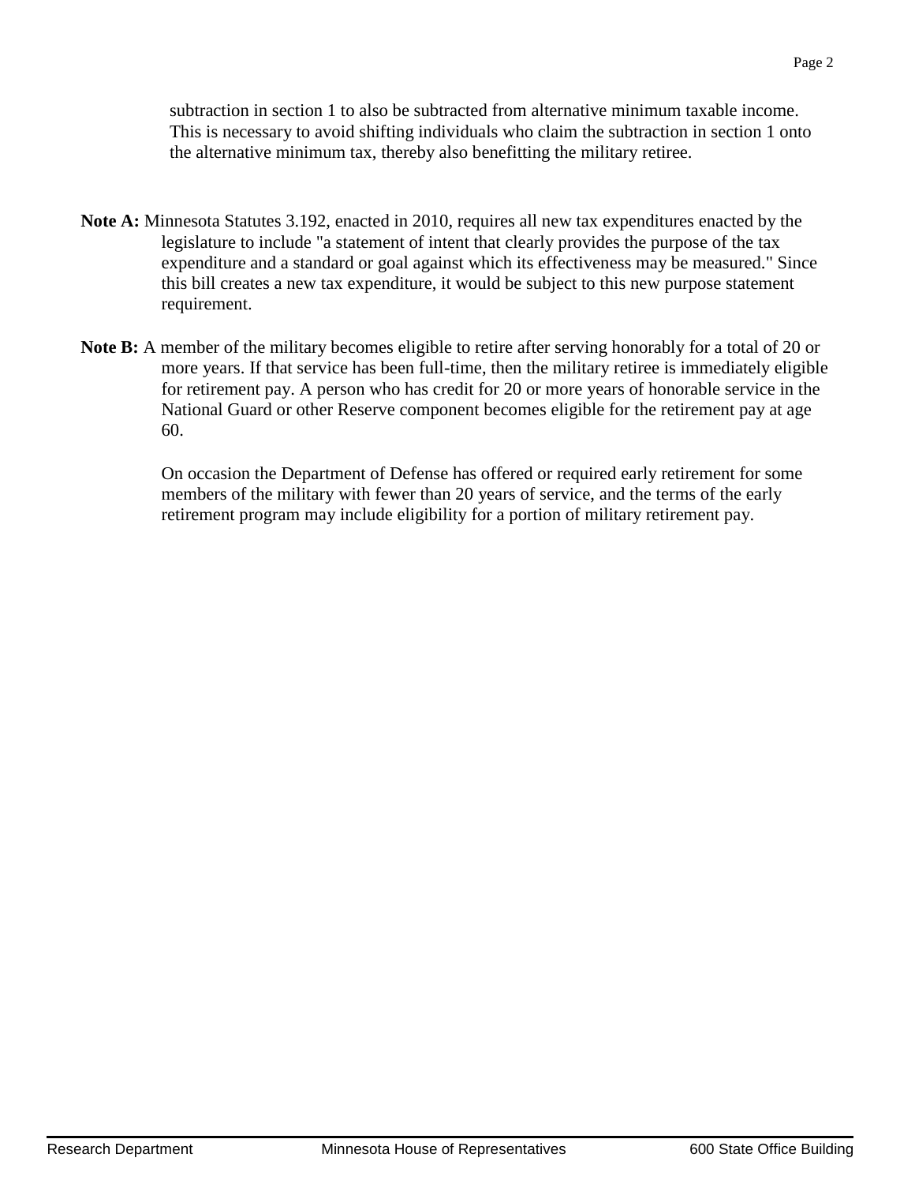subtraction in section 1 to also be subtracted from alternative minimum taxable income. This is necessary to avoid shifting individuals who claim the subtraction in section 1 onto the alternative minimum tax, thereby also benefitting the military retiree.

**Note A:** Minnesota Statutes 3.192, enacted in 2010, requires all new tax expenditures enacted by the legislature to include "a statement of intent that clearly provides the purpose of the tax expenditure and a standard or goal against which its effectiveness may be measured." Since this bill creates a new tax expenditure, it would be subject to this new purpose statement requirement.

**Note B:** A member of the military becomes eligible to retire after serving honorably for a total of 20 or more years. If that service has been full-time, then the military retiree is immediately eligible for retirement pay. A person who has credit for 20 or more years of honorable service in the National Guard or other Reserve component becomes eligible for the retirement pay at age 60.

On occasion the Department of Defense has offered or required early retirement for some members of the military with fewer than 20 years of service, and the terms of the early retirement program may include eligibility for a portion of military retirement pay.